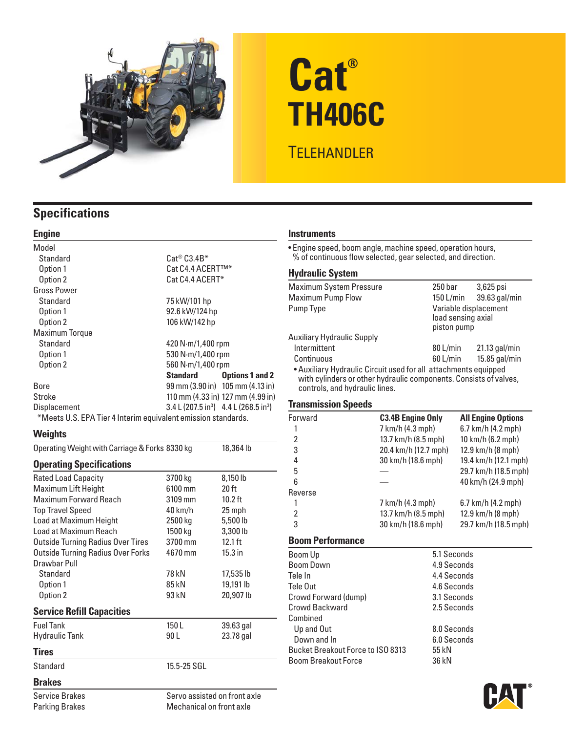# Cat®

# TH406C

## Telehandler

## Specifications

### Engine

| | | |
|---|---|---|
| Model | | |
| Standard | Cat® C3.4B* | |
| Option 1 | Cat C4.4 ACERT™* | |
| Option 2 | Cat C4.4 ACERT* | |
| Gross Power | | |
| Standard | 75 kW/101 hp | |
| Option 1 | 92.6 kW/124 hp | |
| Option 2 | 106 kW/142 hp | |
| Maximum Torque | | |
| Standard | 420 N·m/1,400 rpm | |
| Option 1 | 530 N·m/1,400 rpm | |
| Option 2 | 560 N·m/1,400 rpm | |
| | **Standard** | **Options 1 and 2** |
| Bore | 99 mm (3.90 in) | 105 mm (4.13 in) |
| Stroke | 110 mm (4.33 in) | 127 mm (4.99 in) |
| Displacement | 3.4 L (207.5 in³) | 4.4 L (268.5 in³) |

*Meets U.S. EPA Tier 4 Interim equivalent emission standards.

### Weights

| | | |
|---|---|---|
| Operating Weight with Carriage & Forks | 8330 kg | 18,364 lb |

### Operating Specifications

| | | |
|---|---|---|
| Rated Load Capacity | 3700 kg | 8,150 lb |
| Maximum Lift Height | 6100 mm | 20 ft |
| Maximum Forward Reach | 3109 mm | 10.2 ft |
| Top Travel Speed | 40 km/h | 25 mph |
| Load at Maximum Height | 2500 kg | 5,500 lb |
| Load at Maximum Reach | 1500 kg | 3,300 lb |
| Outside Turning Radius Over Tires | 3700 mm | 12.1 ft |
| Outside Turning Radius Over Forks | 4670 mm | 15.3 in |
| Drawbar Pull | | |
| Standard | 78 kN | 17,535 lb |
| Option 1 | 85 kN | 19,191 lb |
| Option 2 | 93 kN | 20,907 lb |

### Service Refill Capacities

| | | |
|---|---|---|
| Fuel Tank | 150 L | 39.63 gal |
| Hydraulic Tank | 90 L | 23.78 gal |

### Tires

| | |
|---|---|
| Standard | 15.5-25 SGL |

### Brakes

| | |
|---|---|
| Service Brakes | Servo assisted on front axle |
| Parking Brakes | Mechanical on front axle |

### Instruments

- Engine speed, boom angle, machine speed, operation hours, % of continuous flow selected, gear selected, and direction.

### Hydraulic System

| | | |
|---|---|---|
| Maximum System Pressure | 250 bar | 3,625 psi |
| Maximum Pump Flow | 150 L/min | 39.63 gal/min |
| Pump Type | Variable displacement load sensing axial piston pump | |
| Auxiliary Hydraulic Supply | | |
| Intermittent | 80 L/min | 21.13 gal/min |
| Continuous | 60 L/min | 15.85 gal/min |

- Auxiliary Hydraulic Circuit used for all attachments equipped with cylinders or other hydraulic components. Consists of valves, controls, and hydraulic lines.

### Transmission Speeds

| | **C3.4B Engine Only** | **All Engine Options** |
|---|---|---|
| Forward | | |
| 1 | 7 km/h (4.3 mph) | 6.7 km/h (4.2 mph) |
| 2 | 13.7 km/h (8.5 mph) | 10 km/h (6.2 mph) |
| 3 | 20.4 km/h (12.7 mph) | 12.9 km/h (8 mph) |
| 4 | 30 km/h (18.6 mph) | 19.4 km/h (12.1 mph) |
| 5 | — | 29.7 km/h (18.5 mph) |
| 6 | — | 40 km/h (24.9 mph) |
| Reverse | | |
| 1 | 7 km/h (4.3 mph) | 6.7 km/h (4.2 mph) |
| 2 | 13.7 km/h (8.5 mph) | 12.9 km/h (8 mph) |
| 3 | 30 km/h (18.6 mph) | 29.7 km/h (18.5 mph) |

### Boom Performance

| | |
|---|---|
| Boom Up | 5.1 Seconds |
| Boom Down | 4.9 Seconds |
| Tele In | 4.4 Seconds |
| Tele Out | 4.6 Seconds |
| Crowd Forward (dump) | 3.1 Seconds |
| Crowd Backward | 2.5 Seconds |
| Combined | |
| Up and Out | 8.0 Seconds |
| Down and In | 6.0 Seconds |
| Bucket Breakout Force to ISO 8313 | 55 kN |
| Boom Breakout Force | 36 kN |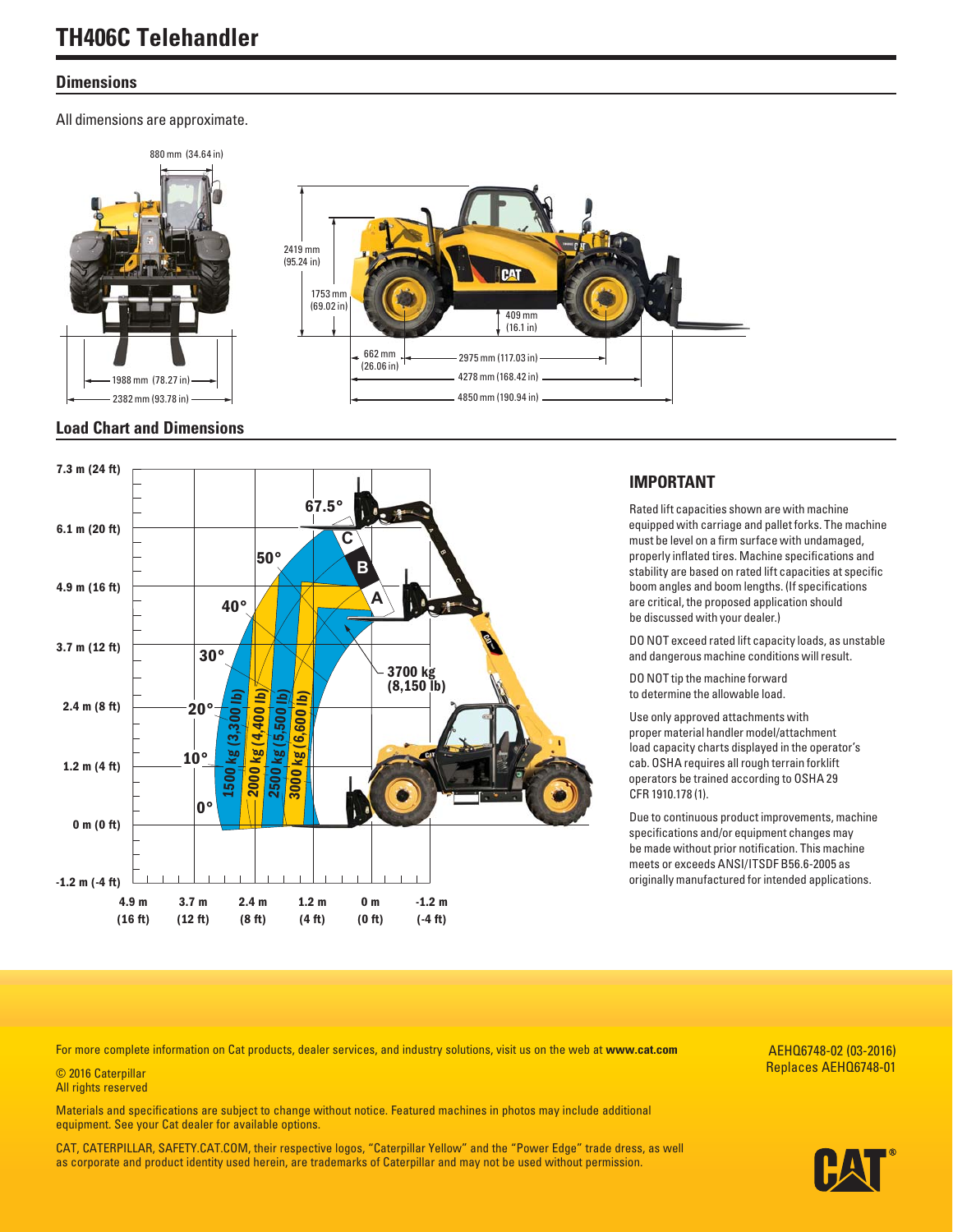# TH406C Telehandler

## Dimensions

All dimensions are approximate.

880 mm (34.64 in)

1988 mm (78.27 in)

2382 mm (93.78 in)

2419 mm (95.24 in)

1753 mm (69.02 in)

409 mm (16.1 in)

662 mm (26.06 in)

2975 mm (117.03 in)

4278 mm (168.42 in)

4850 mm (190.94 in)

## Load Chart and Dimensions

7.3 m (24 ft)
6.1 m (20 ft)
4.9 m (16 ft)
3.7 m (12 ft)
2.4 m (8 ft)
1.2 m (4 ft)
0 m (0 ft)
-1.2 m (-4 ft)

4.9 m (16 ft)
3.7 m (12 ft)
2.4 m (8 ft)
1.2 m (4 ft)
0 m (0 ft)
-1.2 m (-4 ft)

67.5°
50°
40°
30°
20°
10°
0°

C
B
A

1500 kg (3,300 lb)
2000 kg (4,400 lb)
2500 kg (5,500 lb)
3000 kg (6,600 lb)
3700 kg (8,150 lb)

### IMPORTANT

Rated lift capacities shown are with machine equipped with carriage and pallet forks. The machine must be level on a firm surface with undamaged, properly inflated tires. Machine specifications and stability are based on rated lift capacities at specific boom angles and boom lengths. (If specifications are critical, the proposed application should be discussed with your dealer.)

DO NOT exceed rated lift capacity loads, as unstable and dangerous machine conditions will result.

DO NOT tip the machine forward to determine the allowable load.

Use only approved attachments with proper material handler model/attachment load capacity charts displayed in the operator's cab. OSHA requires all rough terrain forklift operators be trained according to OSHA 29 CFR 1910.178 (1).

Due to continuous product improvements, machine specifications and/or equipment changes may be made without prior notification. This machine meets or exceeds ANSI/ITSDF B56.6-2005 as originally manufactured for intended applications.

For more complete information on Cat products, dealer services, and industry solutions, visit us on the web at **www.cat.com**

© 2016 Caterpillar
All rights reserved

Materials and specifications are subject to change without notice. Featured machines in photos may include additional equipment. See your Cat dealer for available options.

CAT, CATERPILLAR, SAFETY.CAT.COM, their respective logos, "Caterpillar Yellow" and the "Power Edge" trade dress, as well as corporate and product identity used herein, are trademarks of Caterpillar and may not be used without permission.

AEHQ6748-02 (03-2016)
Replaces AEHQ6748-01